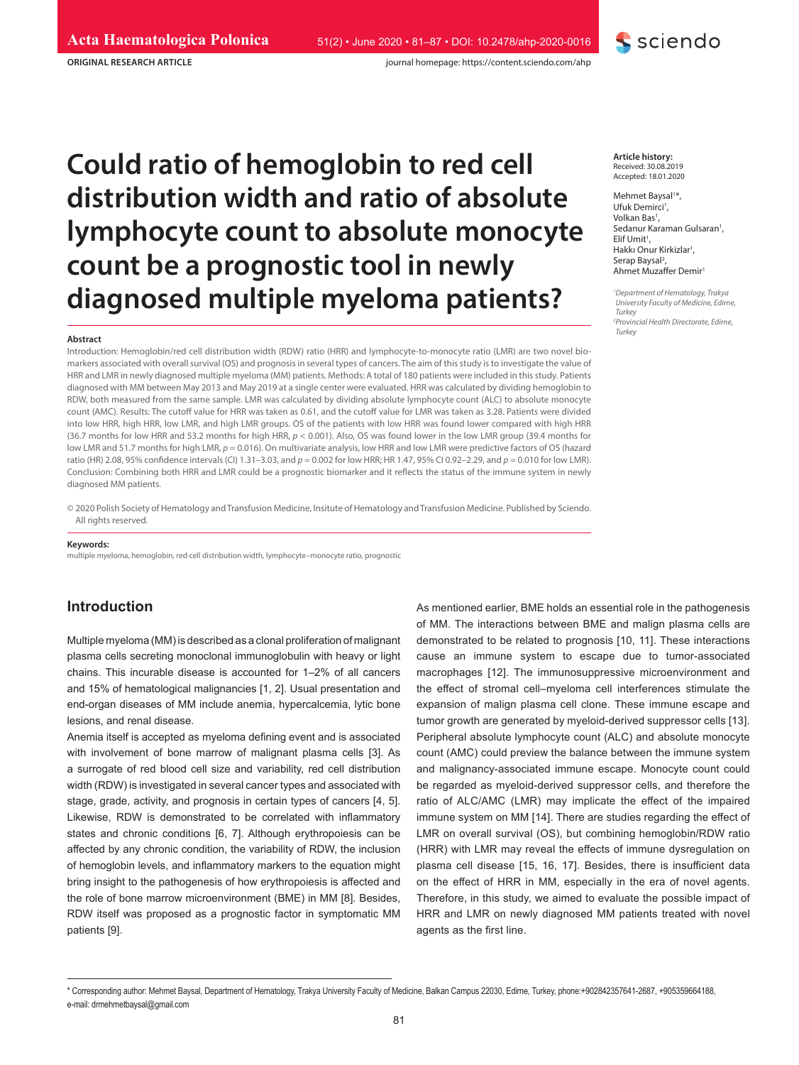ORIGINAL RESEARCH ARTICLE

# Could ratio of hemoglobin to red cell distribution width and ratio of absolute lymphocyte count to absolute monocyte count be a prognostic tool in newly diagnosed multiple myeloma patients?

**Article history:**
Received: 30.08.2019
Accepted: 18.01.2020

Mehmet Baysal[1]*, Ufuk Demirci[1], Volkan Bas[1], Sedanur Karaman Gulsaran[1], Elif Umit[1], Hakkı Onur Kirkizlar[1], Serap Baysal[2], Ahmet Muzaffer Demir[1]

[1] *Department of Hematology, Trakya University Faculty of Medicine, Edirne, Turkey*
[2] *Provincial Health Directorate, Edirne, Turkey*

### Abstract

Introduction: Hemoglobin/red cell distribution width (RDW) ratio (HRR) and lymphocyte-to-monocyte ratio (LMR) are two novel biomarkers associated with overall survival (OS) and prognosis in several types of cancers. The aim of this study is to investigate the value of HRR and LMR in newly diagnosed multiple myeloma (MM) patients. Methods: A total of 180 patients were included in this study. Patients diagnosed with MM between May 2013 and May 2019 at a single center were evaluated. HRR was calculated by dividing hemoglobin to RDW, both measured from the same sample. LMR was calculated by dividing absolute lymphocyte count (ALC) to absolute monocyte count (AMC). Results: The cutoff value for HRR was taken as 0.61, and the cutoff value for LMR was taken as 3.28. Patients were divided into low HRR, high HRR, low LMR, and high LMR groups. OS of the patients with low HRR was found lower compared with high HRR (36.7 months for low HRR and 53.2 months for high HRR, $p < 0.001$). Also, OS was found lower in the low LMR group (39.4 months for low LMR and 51.7 months for high LMR, $p = 0.016$). On multivariate analysis, low HRR and low LMR were predictive factors of OS (hazard ratio (HR) 2.08, 95% confidence intervals (CI) 1.31–3.03, and $p = 0.002$ for low HRR; HR 1.47, 95% CI 0.92–2.29, and $p = 0.010$ for low LMR). Conclusion: Combining both HRR and LMR could be a prognostic biomarker and it reflects the status of the immune system in newly diagnosed MM patients.

© 2020 Polish Society of Hematology and Transfusion Medicine, Insitute of Hematology and Transfusion Medicine. Published by Sciendo. All rights reserved.

**Keywords:**
multiple myeloma, hemoglobin, red cell distribution width, lymphocyte–monocyte ratio, prognostic

## Introduction

Multiple myeloma (MM) is described as a clonal proliferation of malignant plasma cells secreting monoclonal immunoglobulin with heavy or light chains. This incurable disease is accounted for 1–2% of all cancers and 15% of hematological malignancies [1, 2]. Usual presentation and end-organ diseases of MM include anemia, hypercalcemia, lytic bone lesions, and renal disease.

Anemia itself is accepted as myeloma defining event and is associated with involvement of bone marrow of malignant plasma cells [3]. As a surrogate of red blood cell size and variability, red cell distribution width (RDW) is investigated in several cancer types and associated with stage, grade, activity, and prognosis in certain types of cancers [4, 5]. Likewise, RDW is demonstrated to be correlated with inflammatory states and chronic conditions [6, 7]. Although erythropoiesis can be affected by any chronic condition, the variability of RDW, the inclusion of hemoglobin levels, and inflammatory markers to the equation might bring insight to the pathogenesis of how erythropoiesis is affected and the role of bone marrow microenvironment (BME) in MM [8]. Besides, RDW itself was proposed as a prognostic factor in symptomatic MM patients [9].

As mentioned earlier, BME holds an essential role in the pathogenesis of MM. The interactions between BME and malign plasma cells are demonstrated to be related to prognosis [10, 11]. These interactions cause an immune system to escape due to tumor-associated macrophages [12]. The immunosuppressive microenvironment and the effect of stromal cell–myeloma cell interferences stimulate the expansion of malign plasma cell clone. These immune escape and tumor growth are generated by myeloid-derived suppressor cells [13]. Peripheral absolute lymphocyte count (ALC) and absolute monocyte count (AMC) could preview the balance between the immune system and malignancy-associated immune escape. Monocyte count could be regarded as myeloid-derived suppressor cells, and therefore the ratio of ALC/AMC (LMR) may implicate the effect of the impaired immune system on MM [14]. There are studies regarding the effect of LMR on overall survival (OS), but combining hemoglobin/RDW ratio (HRR) with LMR may reveal the effects of immune dysregulation on plasma cell disease [15, 16, 17]. Besides, there is insufficient data on the effect of HRR in MM, especially in the era of novel agents. Therefore, in this study, we aimed to evaluate the possible impact of HRR and LMR on newly diagnosed MM patients treated with novel agents as the first line.

* Corresponding author: Mehmet Baysal, Department of Hematology, Trakya University Faculty of Medicine, Balkan Campus 22030, Edirne, Turkey, phone:+902842357641-2687, +905359664188, e-mail: drmehmetbaysal@gmail.com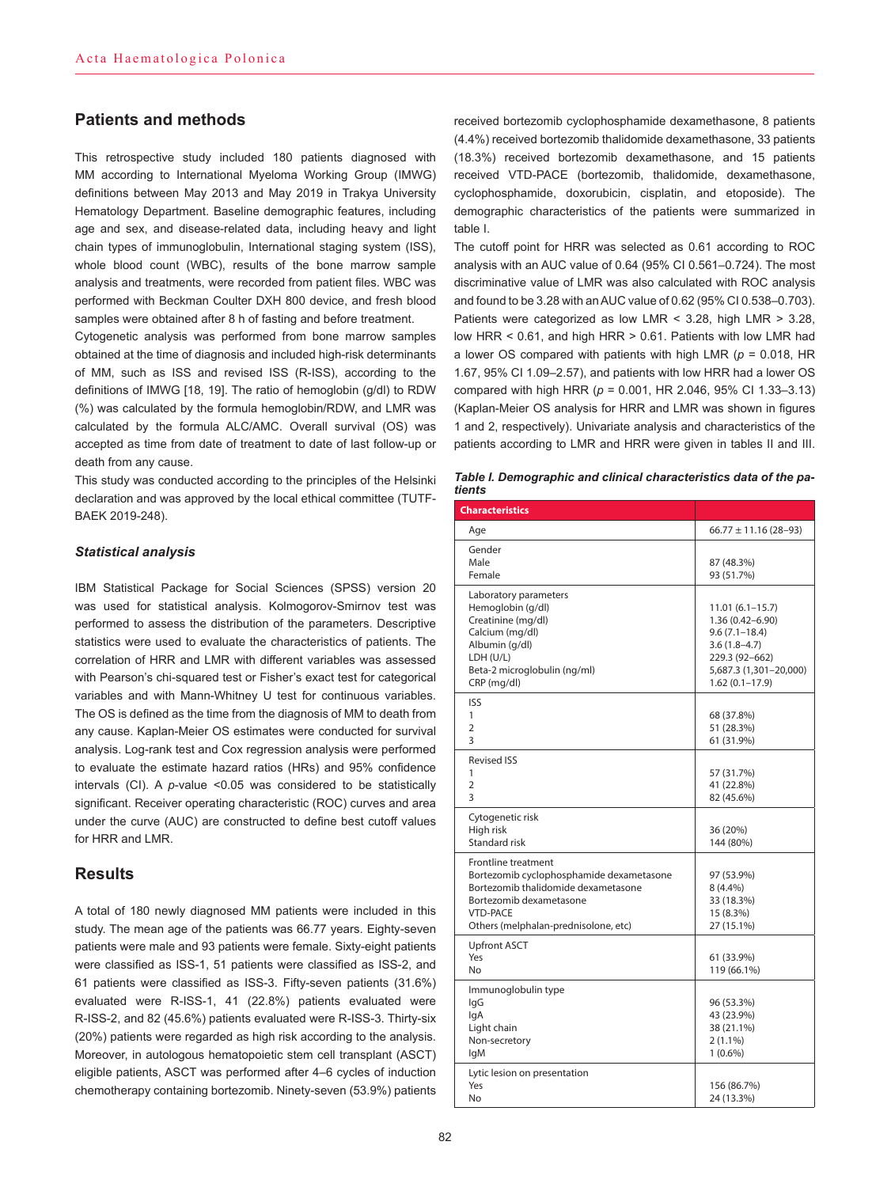## Patients and methods

This retrospective study included 180 patients diagnosed with MM according to International Myeloma Working Group (IMWG) definitions between May 2013 and May 2019 in Trakya University Hematology Department. Baseline demographic features, including age and sex, and disease-related data, including heavy and light chain types of immunoglobulin, International staging system (ISS), whole blood count (WBC), results of the bone marrow sample analysis and treatments, were recorded from patient files. WBC was performed with Beckman Coulter DXH 800 device, and fresh blood samples were obtained after 8 h of fasting and before treatment.

Cytogenetic analysis was performed from bone marrow samples obtained at the time of diagnosis and included high-risk determinants of MM, such as ISS and revised ISS (R-ISS), according to the definitions of IMWG [18, 19]. The ratio of hemoglobin (g/dl) to RDW (%) was calculated by the formula hemoglobin/RDW, and LMR was calculated by the formula ALC/AMC. Overall survival (OS) was accepted as time from date of treatment to date of last follow-up or death from any cause.

This study was conducted according to the principles of the Helsinki declaration and was approved by the local ethical committee (TUTF-BAEK 2019-248).

### *Statistical analysis*

IBM Statistical Package for Social Sciences (SPSS) version 20 was used for statistical analysis. Kolmogorov-Smirnov test was performed to assess the distribution of the parameters. Descriptive statistics were used to evaluate the characteristics of patients. The correlation of HRR and LMR with different variables was assessed with Pearson's chi-squared test or Fisher's exact test for categorical variables and with Mann-Whitney U test for continuous variables. The OS is defined as the time from the diagnosis of MM to death from any cause. Kaplan-Meier OS estimates were conducted for survival analysis. Log-rank test and Cox regression analysis were performed to evaluate the estimate hazard ratios (HRs) and 95% confidence intervals (CI). A $p$-value <0.05 was considered to be statistically significant. Receiver operating characteristic (ROC) curves and area under the curve (AUC) are constructed to define best cutoff values for HRR and LMR.

## Results

A total of 180 newly diagnosed MM patients were included in this study. The mean age of the patients was 66.77 years. Eighty-seven patients were male and 93 patients were female. Sixty-eight patients were classified as ISS-1, 51 patients were classified as ISS-2, and 61 patients were classified as ISS-3. Fifty-seven patients (31.6%) evaluated were R-ISS-1, 41 (22.8%) patients evaluated were R-ISS-2, and 82 (45.6%) patients evaluated were R-ISS-3. Thirty-six (20%) patients were regarded as high risk according to the analysis. Moreover, in autologous hematopoietic stem cell transplant (ASCT) eligible patients, ASCT was performed after 4–6 cycles of induction chemotherapy containing bortezomib. Ninety-seven (53.9%) patients received bortezomib cyclophosphamide dexamethasone, 8 patients (4.4%) received bortezomib thalidomide dexamethasone, 33 patients (18.3%) received bortezomib dexamethasone, and 15 patients received VTD-PACE (bortezomib, thalidomide, dexamethasone, cyclophosphamide, doxorubicin, cisplatin, and etoposide). The demographic characteristics of the patients were summarized in table I.

The cutoff point for HRR was selected as 0.61 according to ROC analysis with an AUC value of 0.64 (95% CI 0.561–0.724). The most discriminative value of LMR was also calculated with ROC analysis and found to be 3.28 with an AUC value of 0.62 (95% CI 0.538–0.703). Patients were categorized as low LMR < 3.28, high LMR > 3.28, low HRR < 0.61, and high HRR > 0.61. Patients with low LMR had a lower OS compared with patients with high LMR ($p$ = 0.018, HR 1.67, 95% CI 1.09–2.57), and patients with low HRR had a lower OS compared with high HRR ($p$ = 0.001, HR 2.046, 95% CI 1.33–3.13) (Kaplan-Meier OS analysis for HRR and LMR was shown in figures 1 and 2, respectively). Univariate analysis and characteristics of the patients according to LMR and HRR were given in tables II and III.

***Table I.** Demographic and clinical characteristics data of the patients*

| Characteristics | |
|---|---|
| Age | 66.77 ± 11.16 (28–93) |
| Gender | |
| Male | 87 (48.3%) |
| Female | 93 (51.7%) |
| Laboratory parameters | |
| Hemoglobin (g/dl) | 11.01 (6.1–15.7) |
| Creatinine (mg/dl) | 1.36 (0.42–6.90) |
| Calcium (mg/dl) | 9.6 (7.1–18.4) |
| Albumin (g/dl) | 3.6 (1.8–4.7) |
| LDH (U/L) | 229.3 (92–662) |
| Beta-2 microglobulin (ng/ml) | 5,687.3 (1,301–20,000) |
| CRP (mg/dl) | 1.62 (0.1–17.9) |
| ISS | |
| 1 | 68 (37.8%) |
| 2 | 51 (28.3%) |
| 3 | 61 (31.9%) |
| Revised ISS | |
| 1 | 57 (31.7%) |
| 2 | 41 (22.8%) |
| 3 | 82 (45.6%) |
| Cytogenetic risk | |
| High risk | 36 (20%) |
| Standard risk | 144 (80%) |
| Frontline treatment | |
| Bortezomib cyclophosphamide dexamethasone | 97 (53.9%) |
| Bortezomib thalidomide dexamethasone | 8 (4.4%) |
| Bortezomib dexamethasone | 33 (18.3%) |
| VTD-PACE | 15 (8.3%) |
| Others (melphalan-prednisolone, etc) | 27 (15.1%) |
| Upfront ASCT | |
| Yes | 61 (33.9%) |
| No | 119 (66.1%) |
| Immunoglobulin type | |
| IgG | 96 (53.3%) |
| IgA | 43 (23.9%) |
| Light chain | 38 (21.1%) |
| Non-secretory | 2 (1.1%) |
| IgM | 1 (0.6%) |
| Lytic lesion on presentation | |
| Yes | 156 (86.7%) |
| No | 24 (13.3%) |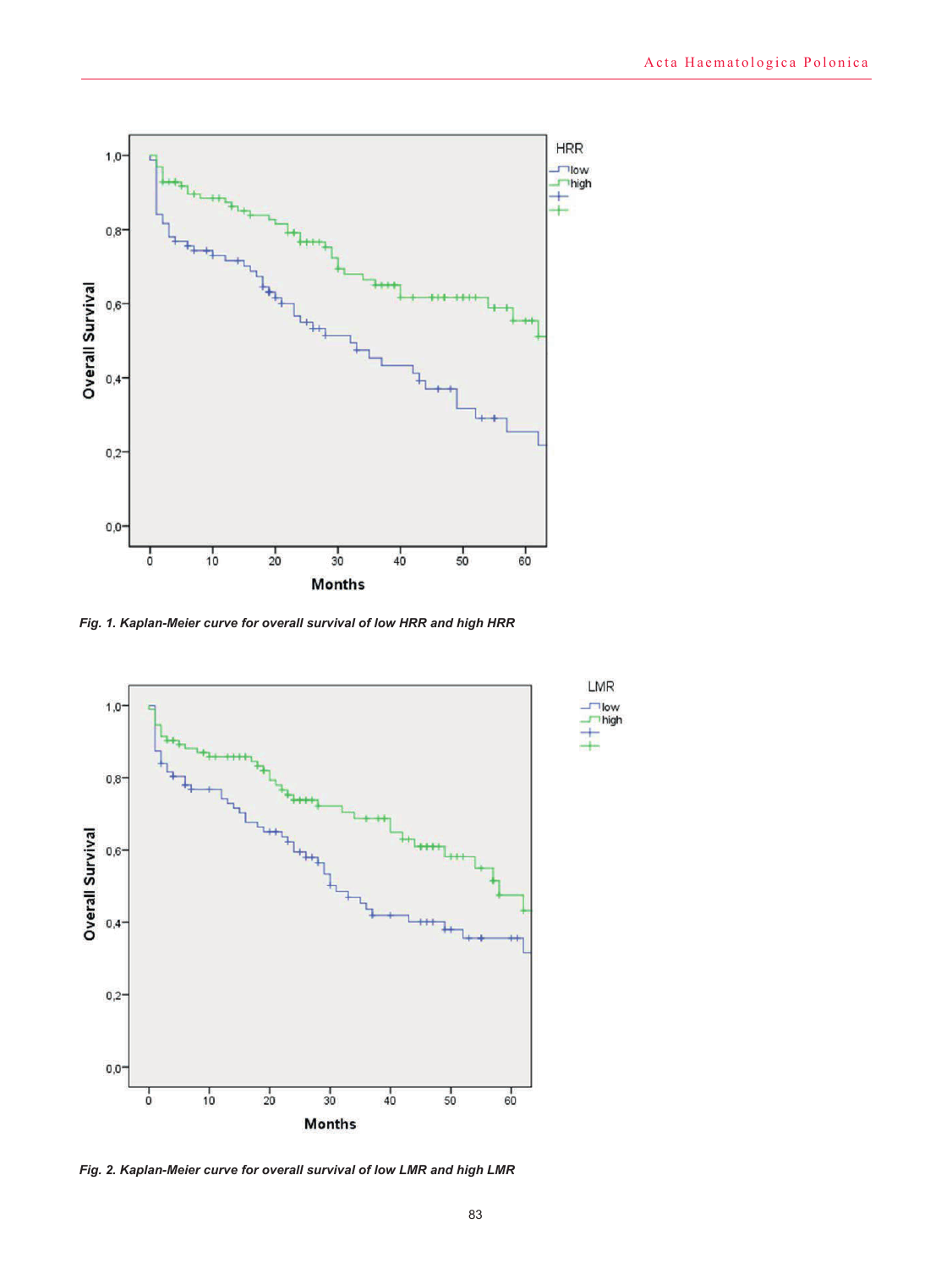*Fig. 1. Kaplan-Meier curve for overall survival of low HRR and high HRR*

*Fig. 2. Kaplan-Meier curve for overall survival of low LMR and high LMR*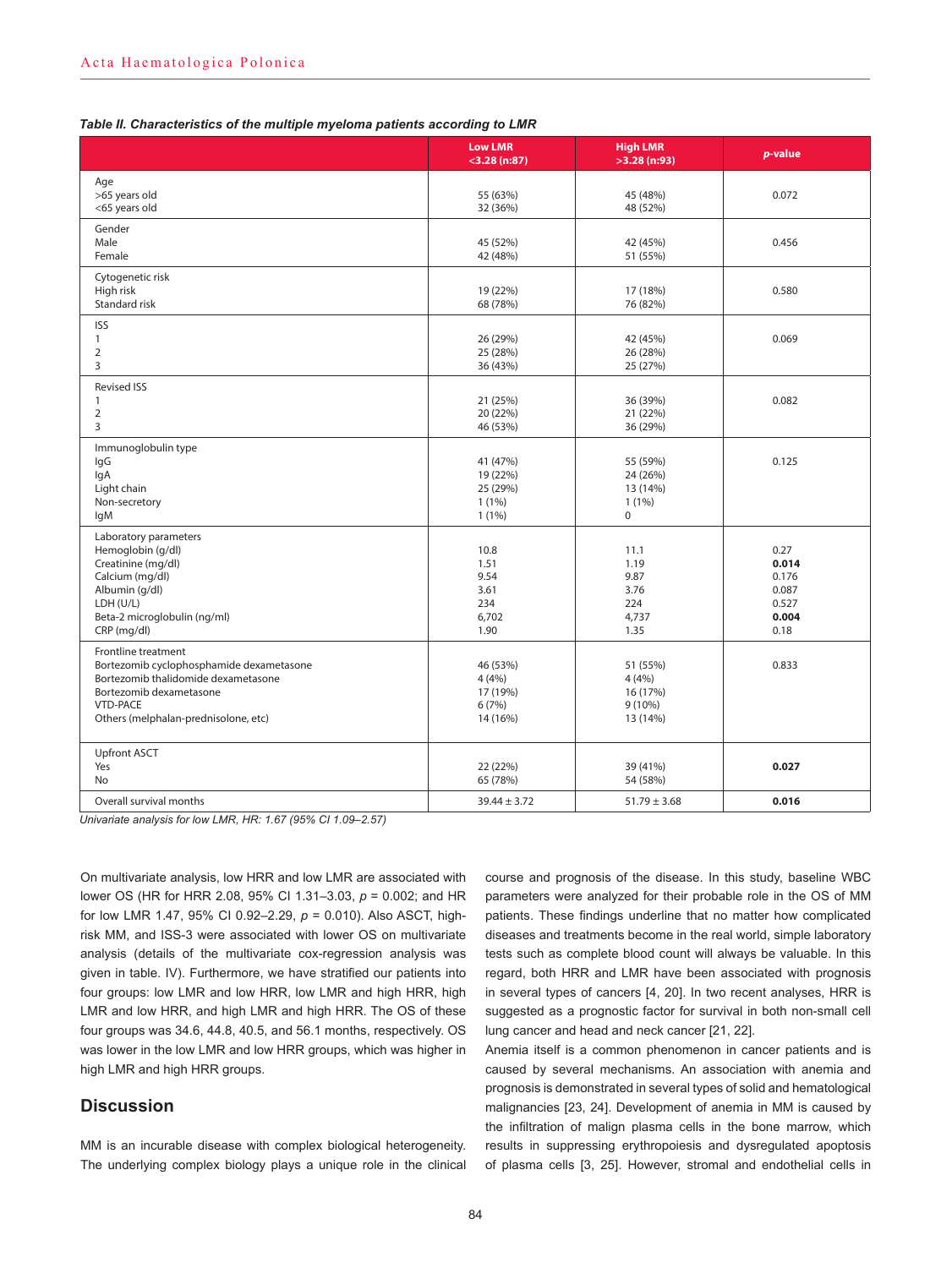***Table II. Characteristics of the multiple myeloma patients according to LMR***

| | Low LMR <3.28 (n:87) | High LMR >3.28 (n:93) | *p*-value |
|---|---|---|---|
| Age | | | |
| >65 years old | 55 (63%) | 45 (48%) | 0.072 |
| <65 years old | 32 (36%) | 48 (52%) | |
| Gender | | | |
| Male | 45 (52%) | 42 (45%) | 0.456 |
| Female | 42 (48%) | 51 (55%) | |
| Cytogenetic risk | | | |
| High risk | 19 (22%) | 17 (18%) | 0.580 |
| Standard risk | 68 (78%) | 76 (82%) | |
| ISS | | | |
| 1 | 26 (29%) | 42 (45%) | 0.069 |
| 2 | 25 (28%) | 26 (28%) | |
| 3 | 36 (43%) | 25 (27%) | |
| Revised ISS | | | |
| 1 | 21 (25%) | 36 (39%) | 0.082 |
| 2 | 20 (22%) | 21 (22%) | |
| 3 | 46 (53%) | 36 (29%) | |
| Immunoglobulin type | | | |
| IgG | 41 (47%) | 55 (59%) | 0.125 |
| IgA | 19 (22%) | 24 (26%) | |
| Light chain | 25 (29%) | 13 (14%) | |
| Non-secretory | 1 (1%) | 1 (1%) | |
| IgM | 1 (1%) | 0 | |
| Laboratory parameters | | | |
| Hemoglobin (g/dl) | 10.8 | 11.1 | 0.27 |
| Creatinine (mg/dl) | 1.51 | 1.19 | **0.014** |
| Calcium (mg/dl) | 9.54 | 9.87 | 0.176 |
| Albumin (g/dl) | 3.61 | 3.76 | 0.087 |
| LDH (U/L) | 234 | 224 | 0.527 |
| Beta-2 microglobulin (ng/ml) | 6,702 | 4,737 | **0.004** |
| CRP (mg/dl) | 1.90 | 1.35 | 0.18 |
| Frontline treatment | | | |
| Bortezomib cyclophosphamide dexametasone | 46 (53%) | 51 (55%) | 0.833 |
| Bortezomib thalidomide dexametasone | 4 (4%) | 4 (4%) | |
| Bortezomib dexametasone | 17 (19%) | 16 (17%) | |
| VTD-PACE | 6 (7%) | 9 (10%) | |
| Others (melphalan-prednisolone, etc) | 14 (16%) | 13 (14%) | |
| Upfront ASCT | | | |
| Yes | 22 (22%) | 39 (41%) | **0.027** |
| No | 65 (78%) | 54 (58%) | |
| Overall survival months | 39.44 ± 3.72 | 51.79 ± 3.68 | **0.016** |

*Univariate analysis for low LMR, HR: 1.67 (95% CI 1.09–2.57)*

On multivariate analysis, low HRR and low LMR are associated with lower OS (HR for HRR 2.08, 95% CI 1.31–3.03, *p* = 0.002; and HR for low LMR 1.47, 95% CI 0.92–2.29, *p* = 0.010). Also ASCT, high-risk MM, and ISS-3 were associated with lower OS on multivariate analysis (details of the multivariate cox-regression analysis was given in table. IV). Furthermore, we have stratified our patients into four groups: low LMR and low HRR, low LMR and high HRR, high LMR and low HRR, and high LMR and high HRR. The OS of these four groups was 34.6, 44.8, 40.5, and 56.1 months, respectively. OS was lower in the low LMR and low HRR groups, which was higher in high LMR and high HRR groups.

## Discussion

MM is an incurable disease with complex biological heterogeneity. The underlying complex biology plays a unique role in the clinical course and prognosis of the disease. In this study, baseline WBC parameters were analyzed for their probable role in the OS of MM patients. These findings underline that no matter how complicated diseases and treatments become in the real world, simple laboratory tests such as complete blood count will always be valuable. In this regard, both HRR and LMR have been associated with prognosis in several types of cancers [4, 20]. In two recent analyses, HRR is suggested as a prognostic factor for survival in both non-small cell lung cancer and head and neck cancer [21, 22].

Anemia itself is a common phenomenon in cancer patients and is caused by several mechanisms. An association with anemia and prognosis is demonstrated in several types of solid and hematological malignancies [23, 24]. Development of anemia in MM is caused by the infiltration of malign plasma cells in the bone marrow, which results in suppressing erythropoiesis and dysregulated apoptosis of plasma cells [3, 25]. However, stromal and endothelial cells in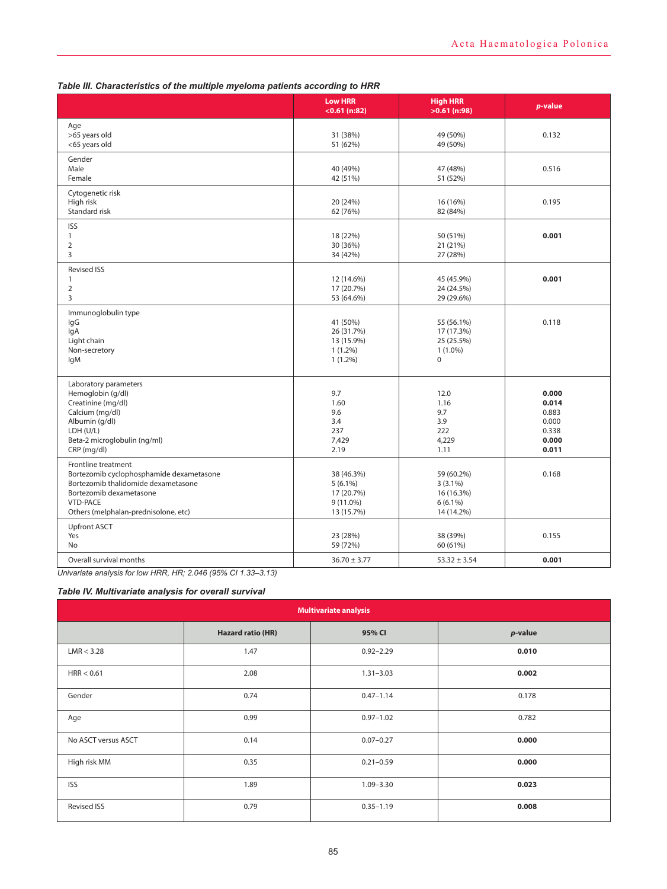***Table III. Characteristics of the multiple myeloma patients according to HRR***

| | Low HRR <0.61 (n:82) | High HRR >0.61 (n:98) | *p*-value |
|---|---|---|---|
| Age | | | |
| >65 years old | 31 (38%) | 49 (50%) | 0.132 |
| <65 years old | 51 (62%) | 49 (50%) | |
| Gender | | | |
| Male | 40 (49%) | 47 (48%) | 0.516 |
| Female | 42 (51%) | 51 (52%) | |
| Cytogenetic risk | | | |
| High risk | 20 (24%) | 16 (16%) | 0.195 |
| Standard risk | 62 (76%) | 82 (84%) | |
| ISS | | | |
| 1 | 18 (22%) | 50 (51%) | **0.001** |
| 2 | 30 (36%) | 21 (21%) | |
| 3 | 34 (42%) | 27 (28%) | |
| Revised ISS | | | |
| 1 | 12 (14.6%) | 45 (45.9%) | **0.001** |
| 2 | 17 (20.7%) | 24 (24.5%) | |
| 3 | 53 (64.6%) | 29 (29.6%) | |
| Immunoglobulin type | | | |
| IgG | 41 (50%) | 55 (56.1%) | 0.118 |
| IgA | 26 (31.7%) | 17 (17.3%) | |
| Light chain | 13 (15.9%) | 25 (25.5%) | |
| Non-secretory | 1 (1.2%) | 1 (1.0%) | |
| IgM | 1 (1.2%) | 0 | |
| Laboratory parameters | | | |
| Hemoglobin (g/dl) | 9.7 | 12.0 | **0.000** |
| Creatinine (mg/dl) | 1.60 | 1.16 | **0.014** |
| Calcium (mg/dl) | 9.6 | 9.7 | 0.883 |
| Albumin (g/dl) | 3.4 | 3.9 | 0.000 |
| LDH (U/L) | 237 | 222 | 0.338 |
| Beta-2 microglobulin (ng/ml) | 7,429 | 4,229 | **0.000** |
| CRP (mg/dl) | 2.19 | 1.11 | **0.011** |
| Frontline treatment | | | |
| Bortezomib cyclophosphamide dexamethasone | 38 (46.3%) | 59 (60.2%) | 0.168 |
| Bortezomib thalidomide dexamethasone | 5 (6.1%) | 3 (3.1%) | |
| Bortezomib dexamethasone | 17 (20.7%) | 16 (16.3%) | |
| VTD-PACE | 9 (11.0%) | 6 (6.1%) | |
| Others (melphalan-prednisolone, etc) | 13 (15.7%) | 14 (14.2%) | |
| Upfront ASCT | | | |
| Yes | 23 (28%) | 38 (39%) | 0.155 |
| No | 59 (72%) | 60 (61%) | |
| Overall survival months | 36.70 ± 3.77 | 53.32 ± 3.54 | **0.001** |

*Univariate analysis for low HRR, HR; 2.046 (95% CI 1.33–3.13)*

***Table IV. Multivariate analysis for overall survival***

| Multivariate analysis | | | |
|---|---|---|---|
| | **Hazard ratio (HR)** | **95% CI** | ***p*-value** |
| LMR < 3.28 | 1.47 | 0.92–2.29 | **0.010** |
| HRR < 0.61 | 2.08 | 1.31–3.03 | **0.002** |
| Gender | 0.74 | 0.47–1.14 | 0.178 |
| Age | 0.99 | 0.97–1.02 | 0.782 |
| No ASCT versus ASCT | 0.14 | 0.07–0.27 | **0.000** |
| High risk MM | 0.35 | 0.21–0.59 | **0.000** |
| ISS | 1.89 | 1.09–3.30 | **0.023** |
| Revised ISS | 0.79 | 0.35–1.19 | **0.008** |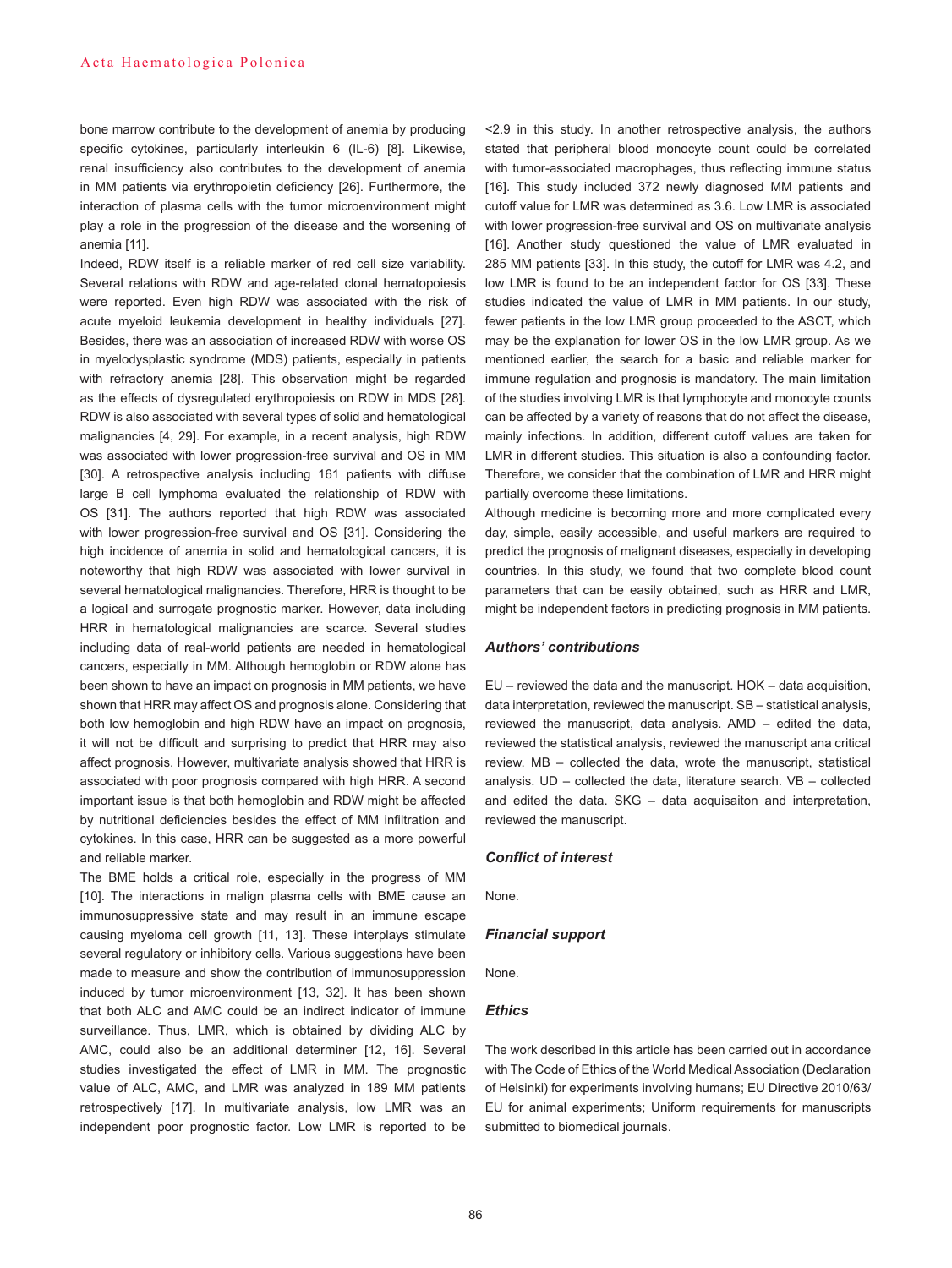bone marrow contribute to the development of anemia by producing specific cytokines, particularly interleukin 6 (IL-6) [8]. Likewise, renal insufficiency also contributes to the development of anemia in MM patients via erythropoietin deficiency [26]. Furthermore, the interaction of plasma cells with the tumor microenvironment might play a role in the progression of the disease and the worsening of anemia [11].

Indeed, RDW itself is a reliable marker of red cell size variability. Several relations with RDW and age-related clonal hematopoiesis were reported. Even high RDW was associated with the risk of acute myeloid leukemia development in healthy individuals [27]. Besides, there was an association of increased RDW with worse OS in myelodysplastic syndrome (MDS) patients, especially in patients with refractory anemia [28]. This observation might be regarded as the effects of dysregulated erythropoiesis on RDW in MDS [28]. RDW is also associated with several types of solid and hematological malignancies [4, 29]. For example, in a recent analysis, high RDW was associated with lower progression-free survival and OS in MM [30]. A retrospective analysis including 161 patients with diffuse large B cell lymphoma evaluated the relationship of RDW with OS [31]. The authors reported that high RDW was associated with lower progression-free survival and OS [31]. Considering the high incidence of anemia in solid and hematological cancers, it is noteworthy that high RDW was associated with lower survival in several hematological malignancies. Therefore, HRR is thought to be a logical and surrogate prognostic marker. However, data including HRR in hematological malignancies are scarce. Several studies including data of real-world patients are needed in hematological cancers, especially in MM. Although hemoglobin or RDW alone has been shown to have an impact on prognosis in MM patients, we have shown that HRR may affect OS and prognosis alone. Considering that both low hemoglobin and high RDW have an impact on prognosis, it will not be difficult and surprising to predict that HRR may also affect prognosis. However, multivariate analysis showed that HRR is associated with poor prognosis compared with high HRR. A second important issue is that both hemoglobin and RDW might be affected by nutritional deficiencies besides the effect of MM infiltration and cytokines. In this case, HRR can be suggested as a more powerful and reliable marker.

The BME holds a critical role, especially in the progress of MM [10]. The interactions in malign plasma cells with BME cause an immunosuppressive state and may result in an immune escape causing myeloma cell growth [11, 13]. These interplays stimulate several regulatory or inhibitory cells. Various suggestions have been made to measure and show the contribution of immunosuppression induced by tumor microenvironment [13, 32]. It has been shown that both ALC and AMC could be an indirect indicator of immune surveillance. Thus, LMR, which is obtained by dividing ALC by AMC, could also be an additional determiner [12, 16]. Several studies investigated the effect of LMR in MM. The prognostic value of ALC, AMC, and LMR was analyzed in 189 MM patients retrospectively [17]. In multivariate analysis, low LMR was an independent poor prognostic factor. Low LMR is reported to be <2.9 in this study. In another retrospective analysis, the authors stated that peripheral blood monocyte count could be correlated with tumor-associated macrophages, thus reflecting immune status [16]. This study included 372 newly diagnosed MM patients and cutoff value for LMR was determined as 3.6. Low LMR is associated with lower progression-free survival and OS on multivariate analysis [16]. Another study questioned the value of LMR evaluated in 285 MM patients [33]. In this study, the cutoff for LMR was 4.2, and low LMR is found to be an independent factor for OS [33]. These studies indicated the value of LMR in MM patients. In our study, fewer patients in the low LMR group proceeded to the ASCT, which may be the explanation for lower OS in the low LMR group. As we mentioned earlier, the search for a basic and reliable marker for immune regulation and prognosis is mandatory. The main limitation of the studies involving LMR is that lymphocyte and monocyte counts can be affected by a variety of reasons that do not affect the disease, mainly infections. In addition, different cutoff values are taken for LMR in different studies. This situation is also a confounding factor. Therefore, we consider that the combination of LMR and HRR might partially overcome these limitations.

Although medicine is becoming more and more complicated every day, simple, easily accessible, and useful markers are required to predict the prognosis of malignant diseases, especially in developing countries. In this study, we found that two complete blood count parameters that can be easily obtained, such as HRR and LMR, might be independent factors in predicting prognosis in MM patients.

### *Authors' contributions*

EU – reviewed the data and the manuscript. HOK – data acquisition, data interpretation, reviewed the manuscript. SB – statistical analysis, reviewed the manuscript, data analysis. AMD – edited the data, reviewed the statistical analysis, reviewed the manuscript ana critical review. MB – collected the data, wrote the manuscript, statistical analysis. UD – collected the data, literature search. VB – collected and edited the data. SKG – data acquisaiton and interpretation, reviewed the manuscript.

### *Conflict of interest*

None.

### *Financial support*

None.

### *Ethics*

The work described in this article has been carried out in accordance with The Code of Ethics of the World Medical Association (Declaration of Helsinki) for experiments involving humans; EU Directive 2010/63/EU for animal experiments; Uniform requirements for manuscripts submitted to biomedical journals.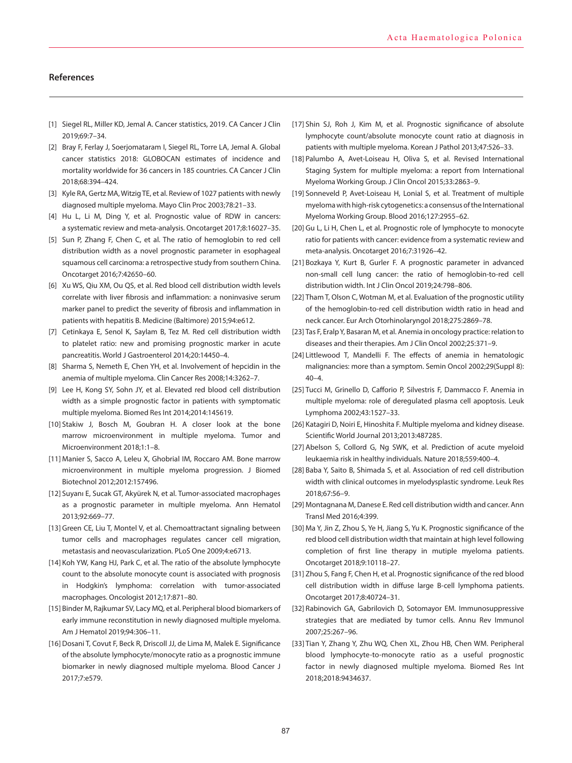## References

[1] Siegel RL, Miller KD, Jemal A. Cancer statistics, 2019. CA Cancer J Clin 2019;69:7–34.

[2] Bray F, Ferlay J, Soerjomataram I, Siegel RL, Torre LA, Jemal A. Global cancer statistics 2018: GLOBOCAN estimates of incidence and mortality worldwide for 36 cancers in 185 countries. CA Cancer J Clin 2018;68:394–424.

[3] Kyle RA, Gertz MA, Witzig TE, et al. Review of 1027 patients with newly diagnosed multiple myeloma. Mayo Clin Proc 2003;78:21–33.

[4] Hu L, Li M, Ding Y, et al. Prognostic value of RDW in cancers: a systematic review and meta-analysis. Oncotarget 2017;8:16027–35.

[5] Sun P, Zhang F, Chen C, et al. The ratio of hemoglobin to red cell distribution width as a novel prognostic parameter in esophageal squamous cell carcinoma: a retrospective study from southern China. Oncotarget 2016;7:42650–60.

[6] Xu WS, Qiu XM, Ou QS, et al. Red blood cell distribution width levels correlate with liver fibrosis and inflammation: a noninvasive serum marker panel to predict the severity of fibrosis and inflammation in patients with hepatitis B. Medicine (Baltimore) 2015;94:e612.

[7] Cetinkaya E, Senol K, Saylam B, Tez M. Red cell distribution width to platelet ratio: new and promising prognostic marker in acute pancreatitis. World J Gastroenterol 2014;20:14450–4.

[8] Sharma S, Nemeth E, Chen YH, et al. Involvement of hepcidin in the anemia of multiple myeloma. Clin Cancer Res 2008;14:3262–7.

[9] Lee H, Kong SY, Sohn JY, et al. Elevated red blood cell distribution width as a simple prognostic factor in patients with symptomatic multiple myeloma. Biomed Res Int 2014;2014:145619.

[10] Stakiw J, Bosch M, Goubran H. A closer look at the bone marrow microenvironment in multiple myeloma. Tumor and Microenvironment 2018;1:1–8.

[11] Manier S, Sacco A, Leleu X, Ghobrial IM, Roccaro AM. Bone marrow microenvironment in multiple myeloma progression. J Biomed Biotechnol 2012;2012:157496.

[12] Suyanı E, Sucak GT, Akyürek N, et al. Tumor-associated macrophages as a prognostic parameter in multiple myeloma. Ann Hematol 2013;92:669–77.

[13] Green CE, Liu T, Montel V, et al. Chemoattractant signaling between tumor cells and macrophages regulates cancer cell migration, metastasis and neovascularization. PLoS One 2009;4:e6713.

[14] Koh YW, Kang HJ, Park C, et al. The ratio of the absolute lymphocyte count to the absolute monocyte count is associated with prognosis in Hodgkin's lymphoma: correlation with tumor-associated macrophages. Oncologist 2012;17:871–80.

[15] Binder M, Rajkumar SV, Lacy MQ, et al. Peripheral blood biomarkers of early immune reconstitution in newly diagnosed multiple myeloma. Am J Hematol 2019;94:306–11.

[16] Dosani T, Covut F, Beck R, Driscoll JJ, de Lima M, Malek E. Significance of the absolute lymphocyte/monocyte ratio as a prognostic immune biomarker in newly diagnosed multiple myeloma. Blood Cancer J 2017;7:e579.

[17] Shin SJ, Roh J, Kim M, et al. Prognostic significance of absolute lymphocyte count/absolute monocyte count ratio at diagnosis in patients with multiple myeloma. Korean J Pathol 2013;47:526–33.

[18] Palumbo A, Avet-Loiseau H, Oliva S, et al. Revised International Staging System for multiple myeloma: a report from International Myeloma Working Group. J Clin Oncol 2015;33:2863–9.

[19] Sonneveld P, Avet-Loiseau H, Lonial S, et al. Treatment of multiple myeloma with high-risk cytogenetics: a consensus of the International Myeloma Working Group. Blood 2016;127:2955–62.

[20] Gu L, Li H, Chen L, et al. Prognostic role of lymphocyte to monocyte ratio for patients with cancer: evidence from a systematic review and meta-analysis. Oncotarget 2016;7:31926–42.

[21] Bozkaya Y, Kurt B, Gurler F. A prognostic parameter in advanced non-small cell lung cancer: the ratio of hemoglobin-to-red cell distribution width. Int J Clin Oncol 2019;24:798–806.

[22] Tham T, Olson C, Wotman M, et al. Evaluation of the prognostic utility of the hemoglobin-to-red cell distribution width ratio in head and neck cancer. Eur Arch Otorhinolaryngol 2018;275:2869–78.

[23] Tas F, Eralp Y, Basaran M, et al. Anemia in oncology practice: relation to diseases and their therapies. Am J Clin Oncol 2002;25:371–9.

[24] Littlewood T, Mandelli F. The effects of anemia in hematologic malignancies: more than a symptom. Semin Oncol 2002;29(Suppl 8): 40–4.

[25] Tucci M, Grinello D, Cafforio P, Silvestris F, Dammacco F. Anemia in multiple myeloma: role of deregulated plasma cell apoptosis. Leuk Lymphoma 2002;43:1527–33.

[26] Katagiri D, Noiri E, Hinoshita F. Multiple myeloma and kidney disease. Scientific World Journal 2013;2013:487285.

[27] Abelson S, Collord G, Ng SWK, et al. Prediction of acute myeloid leukaemia risk in healthy individuals. Nature 2018;559:400–4.

[28] Baba Y, Saito B, Shimada S, et al. Association of red cell distribution width with clinical outcomes in myelodysplastic syndrome. Leuk Res 2018;67:56–9.

[29] Montagnana M, Danese E. Red cell distribution width and cancer. Ann Transl Med 2016;4:399.

[30] Ma Y, Jin Z, Zhou S, Ye H, Jiang S, Yu K. Prognostic significance of the red blood cell distribution width that maintain at high level following completion of first line therapy in mutiple myeloma patients. Oncotarget 2018;9:10118–27.

[31] Zhou S, Fang F, Chen H, et al. Prognostic significance of the red blood cell distribution width in diffuse large B-cell lymphoma patients. Oncotarget 2017;8:40724–31.

[32] Rabinovich GA, Gabrilovich D, Sotomayor EM. Immunosuppressive strategies that are mediated by tumor cells. Annu Rev Immunol 2007;25:267–96.

[33] Tian Y, Zhang Y, Zhu WQ, Chen XL, Zhou HB, Chen WM. Peripheral blood lymphocyte-to-monocyte ratio as a useful prognostic factor in newly diagnosed multiple myeloma. Biomed Res Int 2018;2018:9434637.